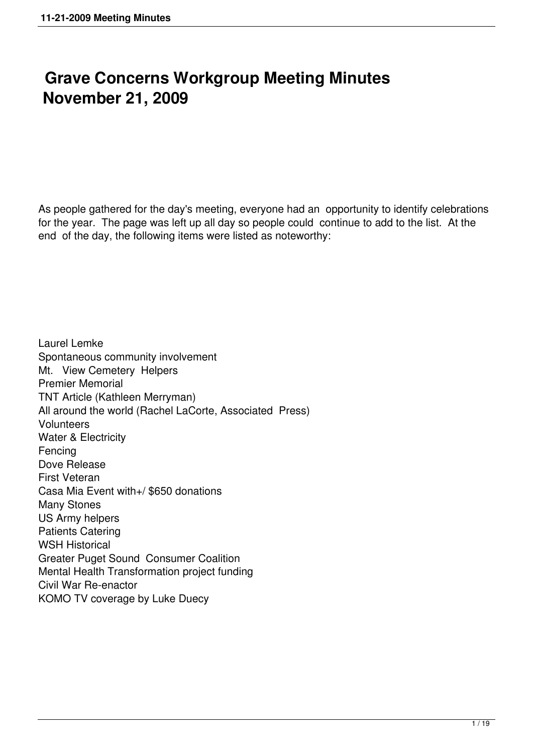# Grave Concerns Workgroup Meeting Minutes November 21, 2009

As people gathered for the day's meeting, everyone had an opportunity to identify celebrations for the year. The page was left up all day so people could continue to add to the list. At the end of the day, the following items were listed as noteworthy:

Laurel Lemke
Spontaneous community involvement
Mt. View Cemetery Helpers
Premier Memorial
TNT Article (Kathleen Merryman)
All around the world (Rachel LaCorte, Associated Press)
Volunteers
Water & Electricity
Fencing
Dove Release
First Veteran
Casa Mia Event with+/ $650 donations
Many Stones
US Army helpers
Patients Catering
WSH Historical
Greater Puget Sound Consumer Coalition
Mental Health Transformation project funding
Civil War Re-enactor
KOMO TV coverage by Luke Duecy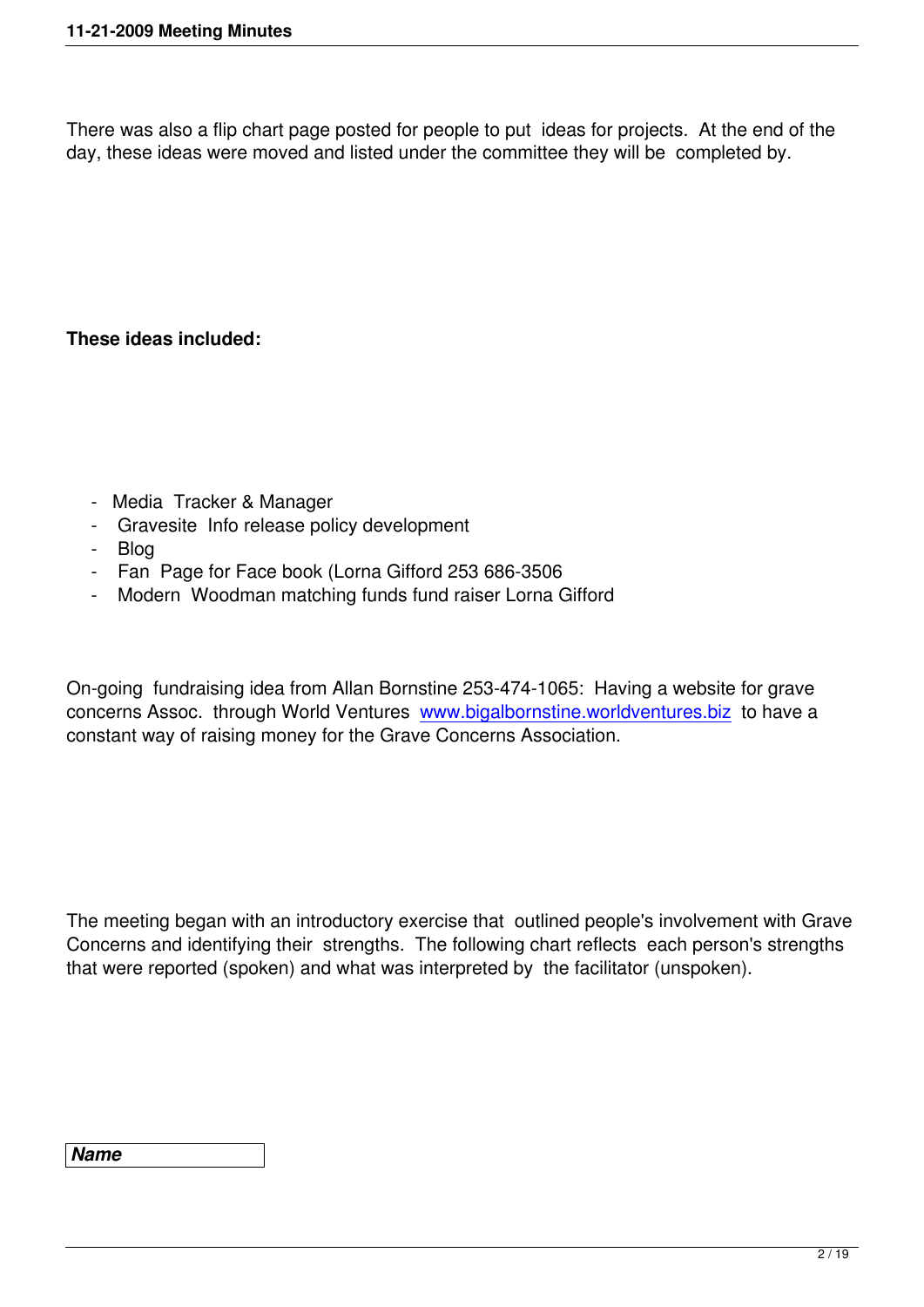There was also a flip chart page posted for people to put ideas for projects. At the end of the day, these ideas were moved and listed under the committee they will be completed by.

**These ideas included:**

- Media Tracker & Manager
- Gravesite Info release policy development
- Blog
- Fan Page for Face book (Lorna Gifford 253 686-3506
- Modern Woodman matching funds fund raiser Lorna Gifford

On-going fundraising idea from Allan Bornstine 253-474-1065: Having a website for grave concerns Assoc. through World Ventures [www.bigalbornstine.worldventures.biz](http://www.bigalbornstine.worldventures.biz) to have a constant way of raising money for the Grave Concerns Association.

The meeting began with an introductory exercise that outlined people's involvement with Grave Concerns and identifying their strengths. The following chart reflects each person's strengths that were reported (spoken) and what was interpreted by the facilitator (unspoken).

| ***Name*** |
| --- |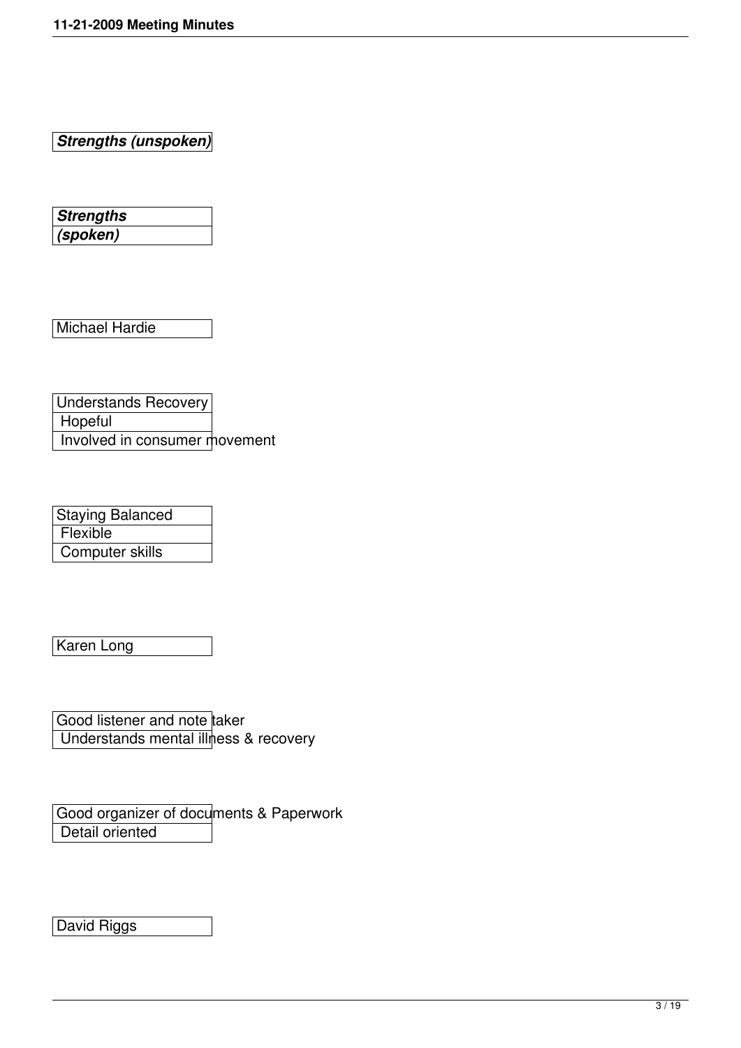***Strengths (unspoken)***

***Strengths (spoken)***

Michael Hardie

Understands Recovery
Hopeful
Involved in consumer movement

Staying Balanced
Flexible
Computer skills

Karen Long

Good listener and note taker
Understands mental illness & recovery

Good organizer of documents & Paperwork
Detail oriented

David Riggs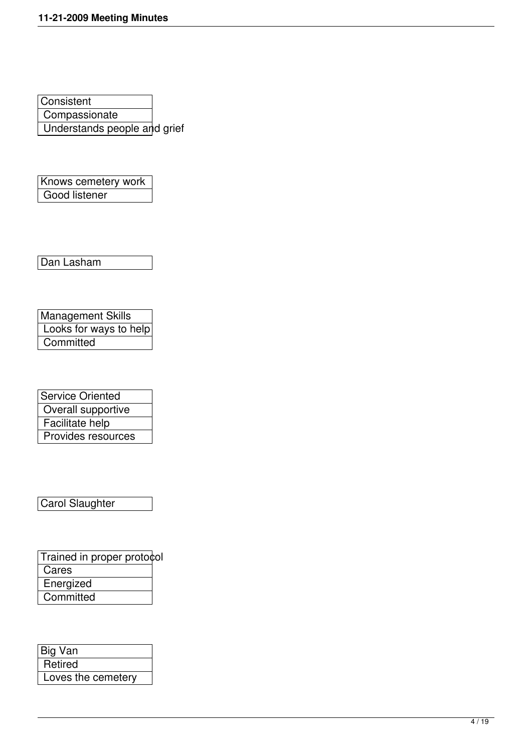| Consistent |
| --- |
| Compassionate |
| Understands people and grief |

| Knows cemetery work |
| --- |
| Good listener |

| Dan Lasham |
| --- |

| Management Skills |
| --- |
| Looks for ways to help |
| Committed |

| Service Oriented |
| --- |
| Overall supportive |
| Facilitate help |
| Provides resources |

| Carol Slaughter |
| --- |

| Trained in proper protocol |
| --- |
| Cares |
| Energized |
| Committed |

| Big Van |
| --- |
| Retired |
| Loves the cemetery |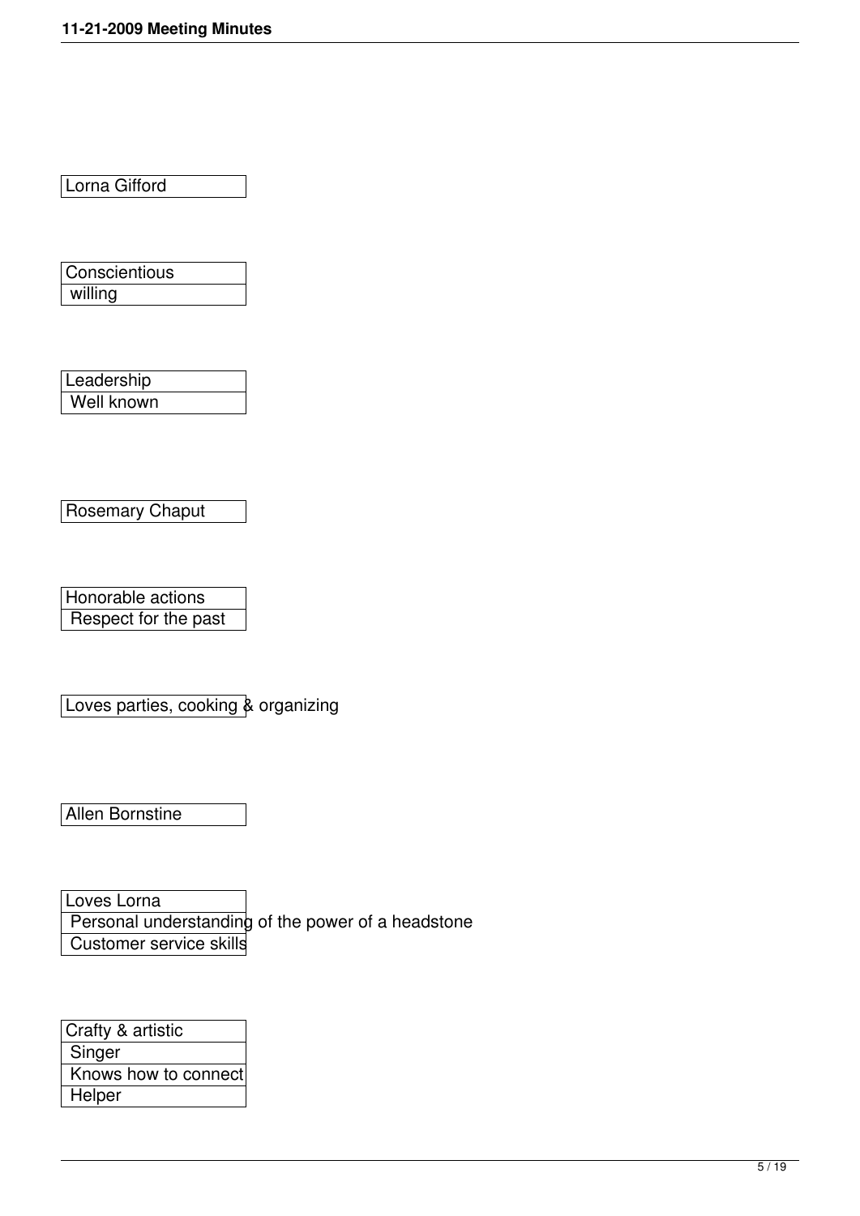| Lorna Gifford |
| --- |

| Conscientious |
| --- |
| willing |

| Leadership |
| --- |
| Well known |

| Rosemary Chaput |
| --- |

| Honorable actions |
| --- |
| Respect for the past |

| Loves parties, cooking & organizing |
| --- |

| Allen Bornstine |
| --- |

| Loves Lorna |
| --- |
| Personal understanding of the power of a headstone |
| Customer service skills |

| Crafty & artistic |
| --- |
| Singer |
| Knows how to connect |
| Helper |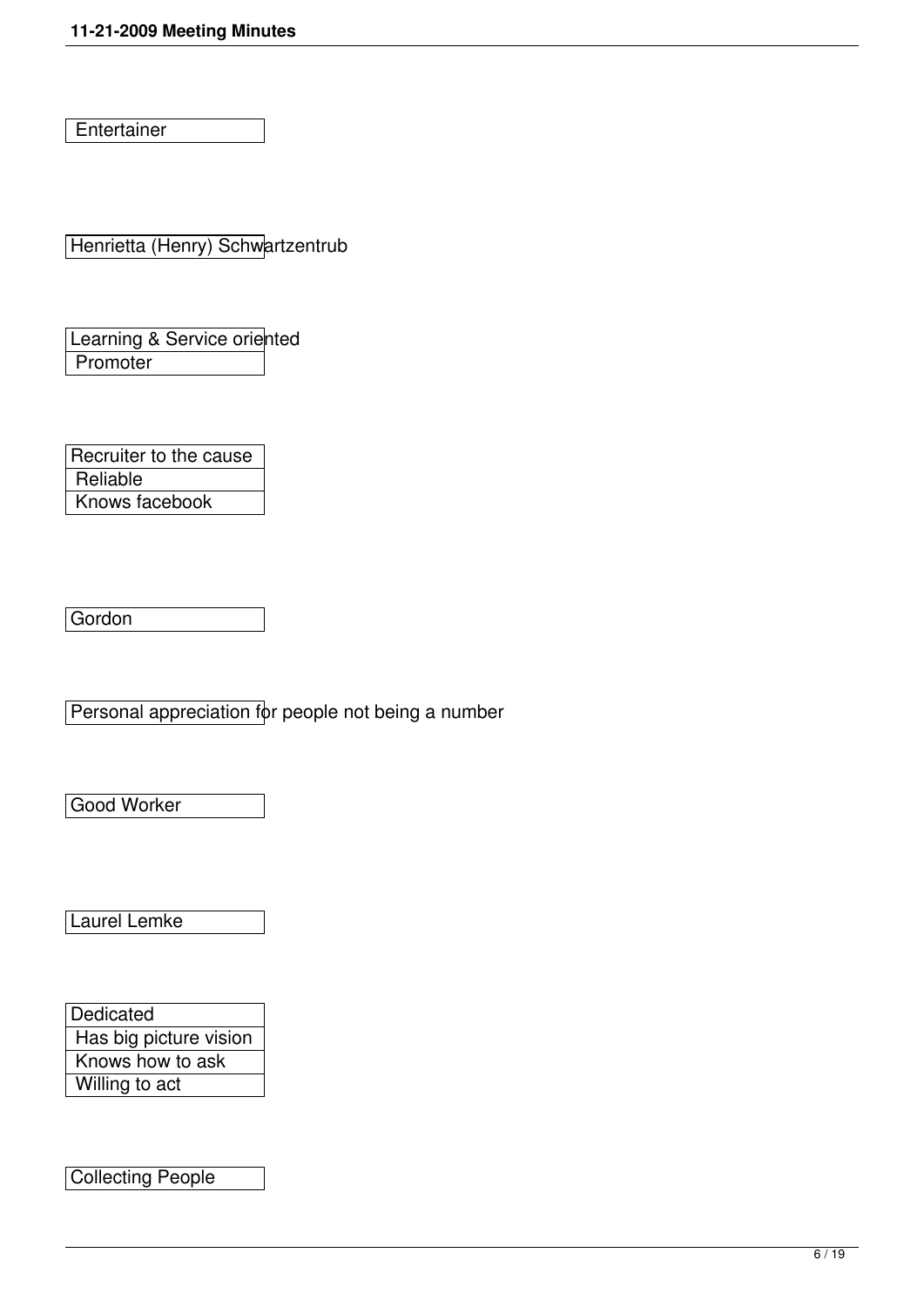Entertainer

Henrietta (Henry) Schwartzentrub

Learning & Service oriented
Promoter

Recruiter to the cause
Reliable
Knows facebook

Gordon

Personal appreciation for people not being a number

Good Worker

Laurel Lemke

Dedicated
Has big picture vision
Knows how to ask
Willing to act

Collecting People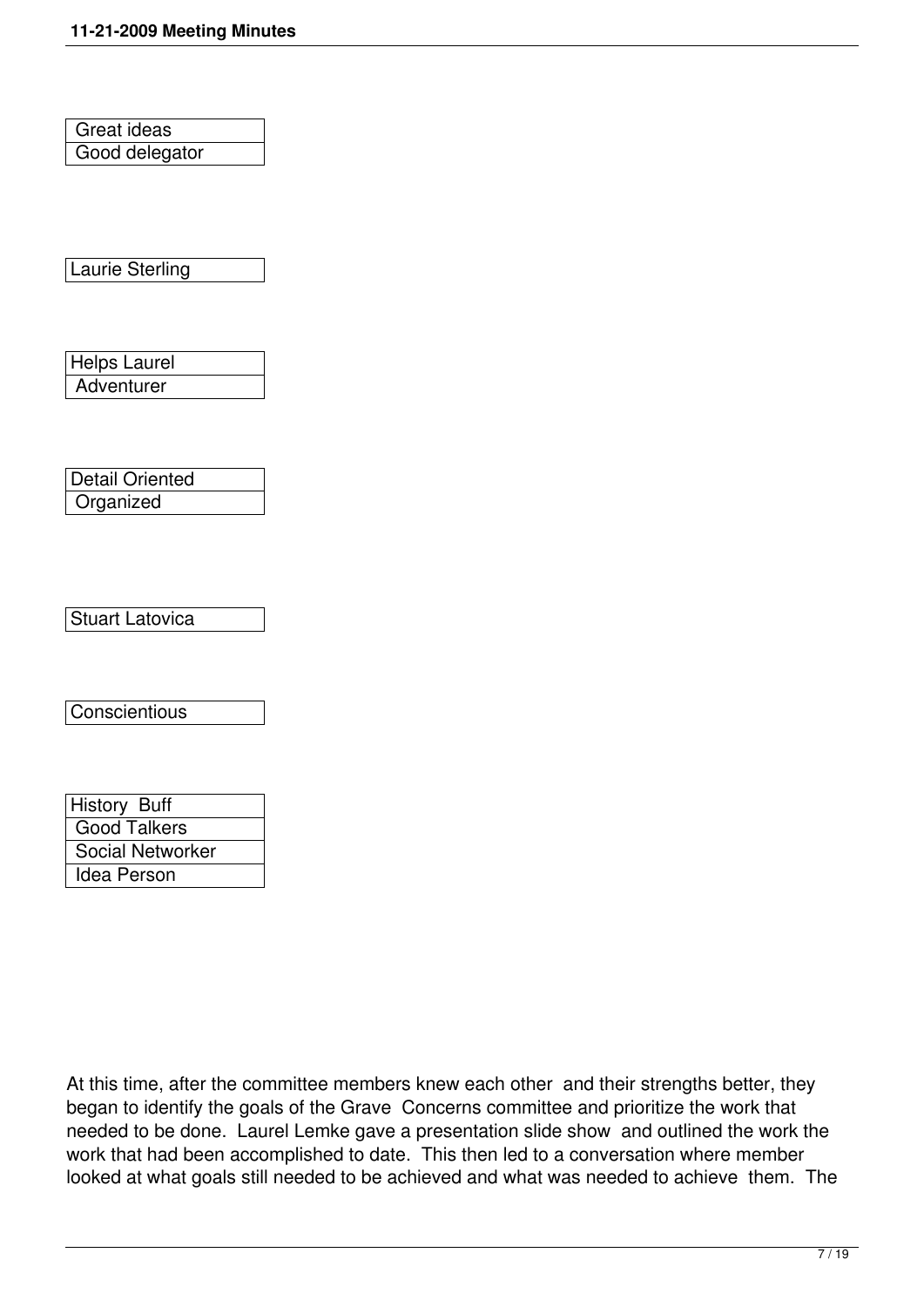| Great ideas |
| --- |
| Good delegator |

| Laurie Sterling |
| --- |

| Helps Laurel |
| --- |
| Adventurer |

| Detail Oriented |
| --- |
| Organized |

| Stuart Latovica |
| --- |

| Conscientious |
| --- |

| History Buff |
| --- |
| Good Talkers |
| Social Networker |
| Idea Person |

At this time, after the committee members knew each other and their strengths better, they began to identify the goals of the Grave Concerns committee and prioritize the work that needed to be done. Laurel Lemke gave a presentation slide show and outlined the work the work that had been accomplished to date. This then led to a conversation where member looked at what goals still needed to be achieved and what was needed to achieve them. The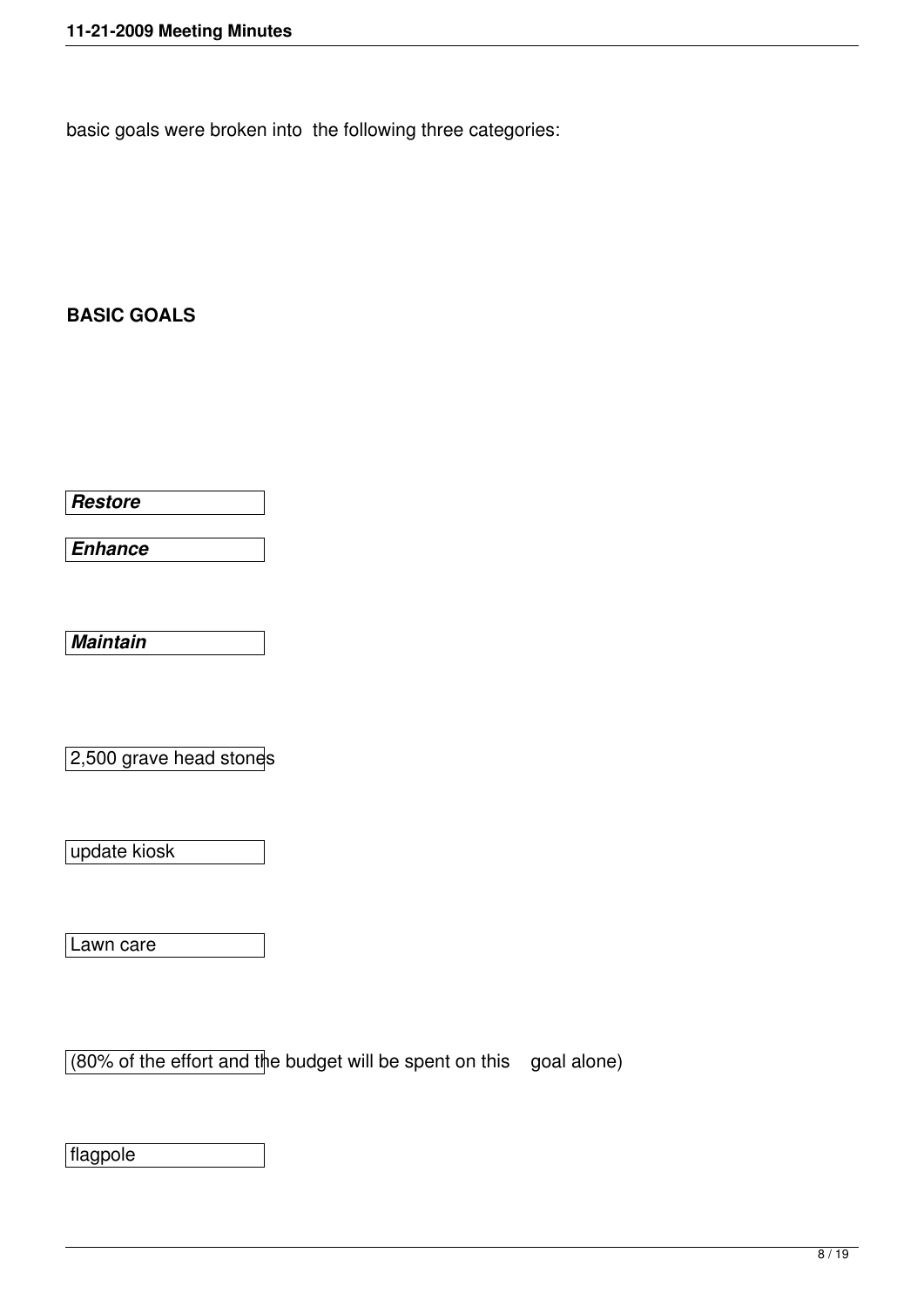basic goals were broken into the following three categories:

**BASIC GOALS**

***Restore***

***Enhance***

***Maintain***

2,500 grave head stones

update kiosk

Lawn care

(80% of the effort and the budget will be spent on this goal alone)

flagpole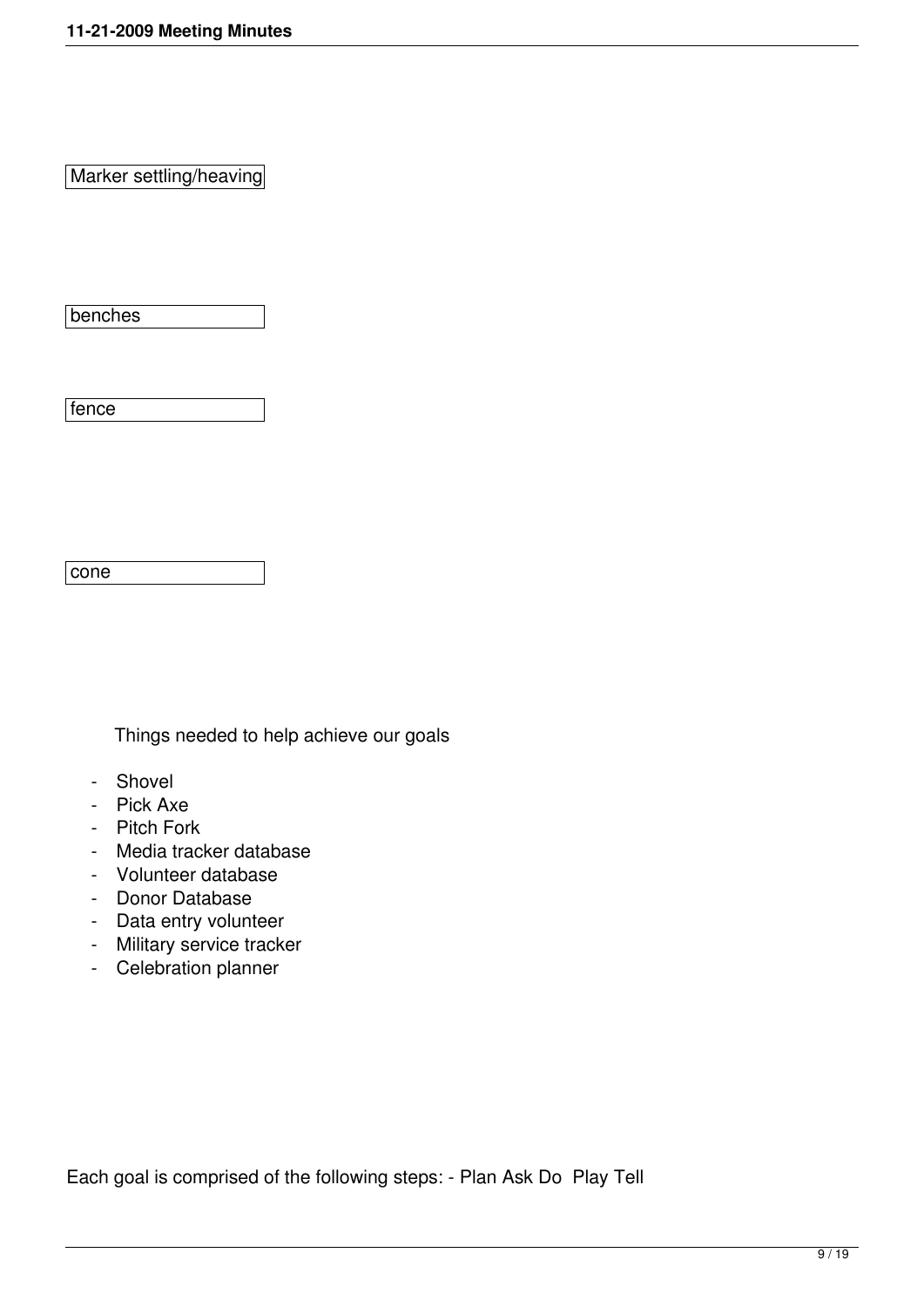Marker settling/heaving

benches

fence

cone

Things needed to help achieve our goals

- Shovel
- Pick Axe
- Pitch Fork
- Media tracker database
- Volunteer database
- Donor Database
- Data entry volunteer
- Military service tracker
- Celebration planner

Each goal is comprised of the following steps: - Plan Ask Do Play Tell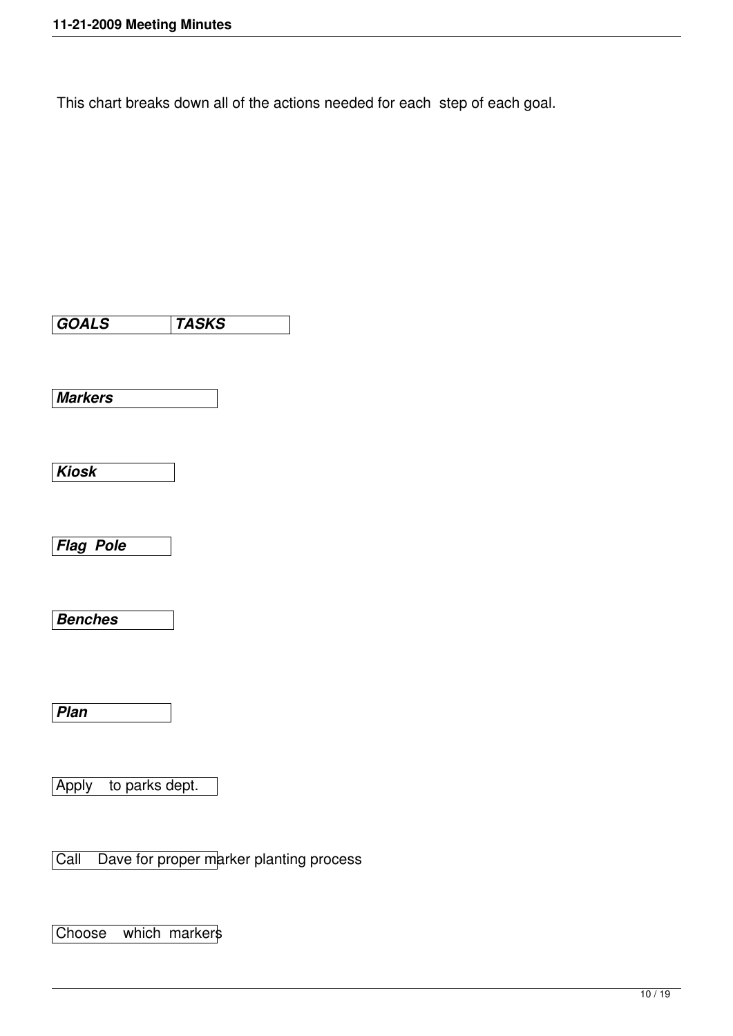This chart breaks down all of the actions needed for each step of each goal.

| ***GOALS*** | ***TASKS*** |
| --- | --- |

***Markers***

***Kiosk***

***Flag Pole***

***Benches***

***Plan***

Apply to parks dept.

Call Dave for proper marker planting process

Choose which markers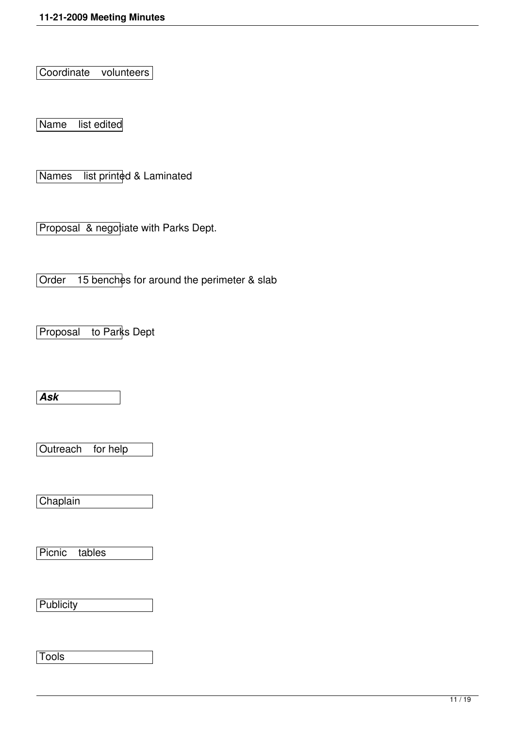Coordinate volunteers

Name list edited

Names list printed & Laminated

Proposal & negotiate with Parks Dept.

Order 15 benches for around the perimeter & slab

Proposal to Parks Dept

***Ask***

Outreach for help

Chaplain

Picnic tables

Publicity

Tools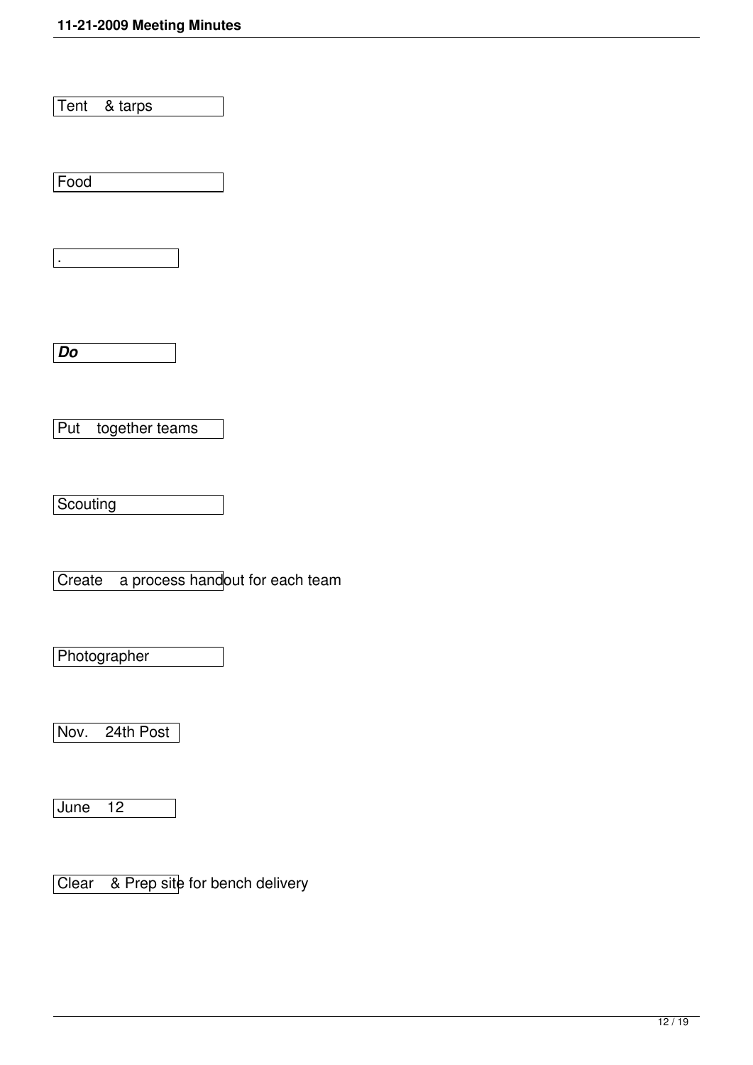Tent & tarps

Food

.

***Do***

Put together teams

Scouting

Create a process handout for each team

Photographer

Nov. 24th Post

June 12

Clear & Prep site for bench delivery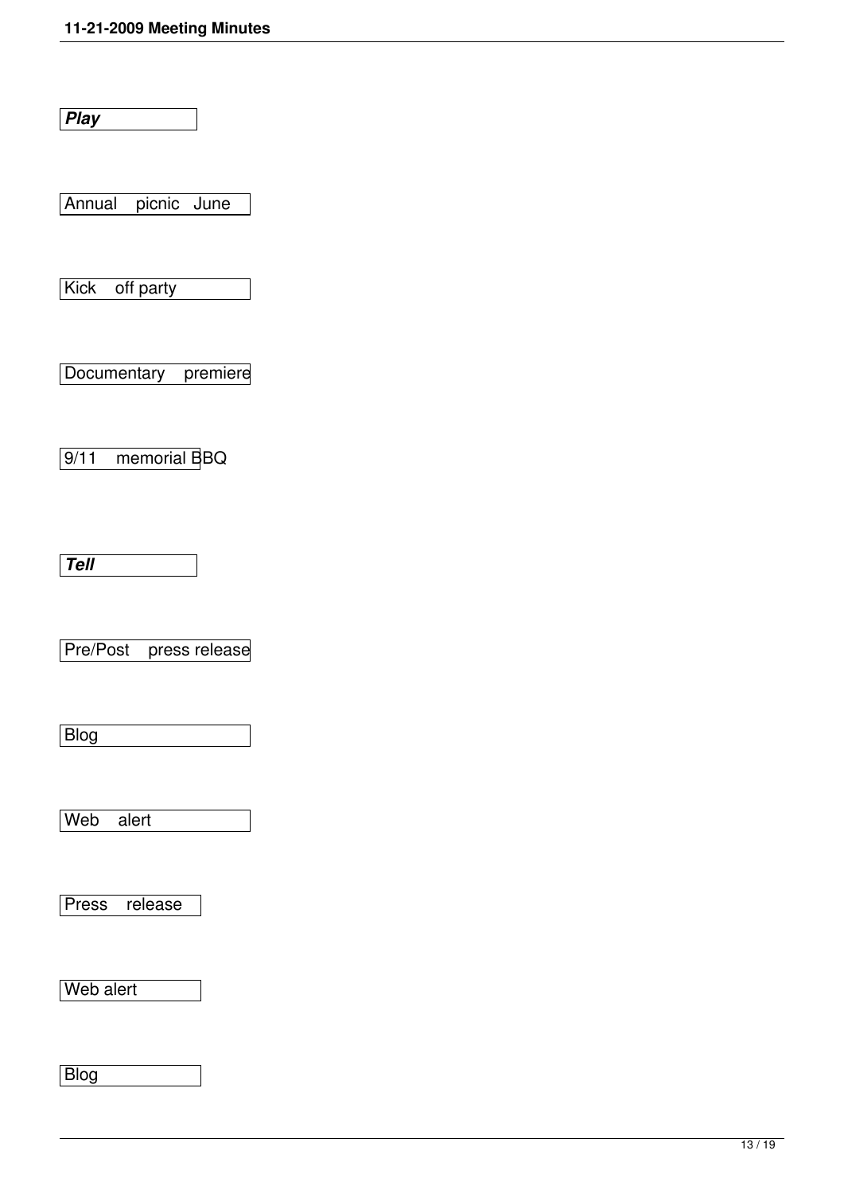***Play***

Annual picnic June

Kick off party

Documentary premiere

9/11 memorial BBQ

***Tell***

Pre/Post press release

Blog

Web alert

Press release

Web alert

Blog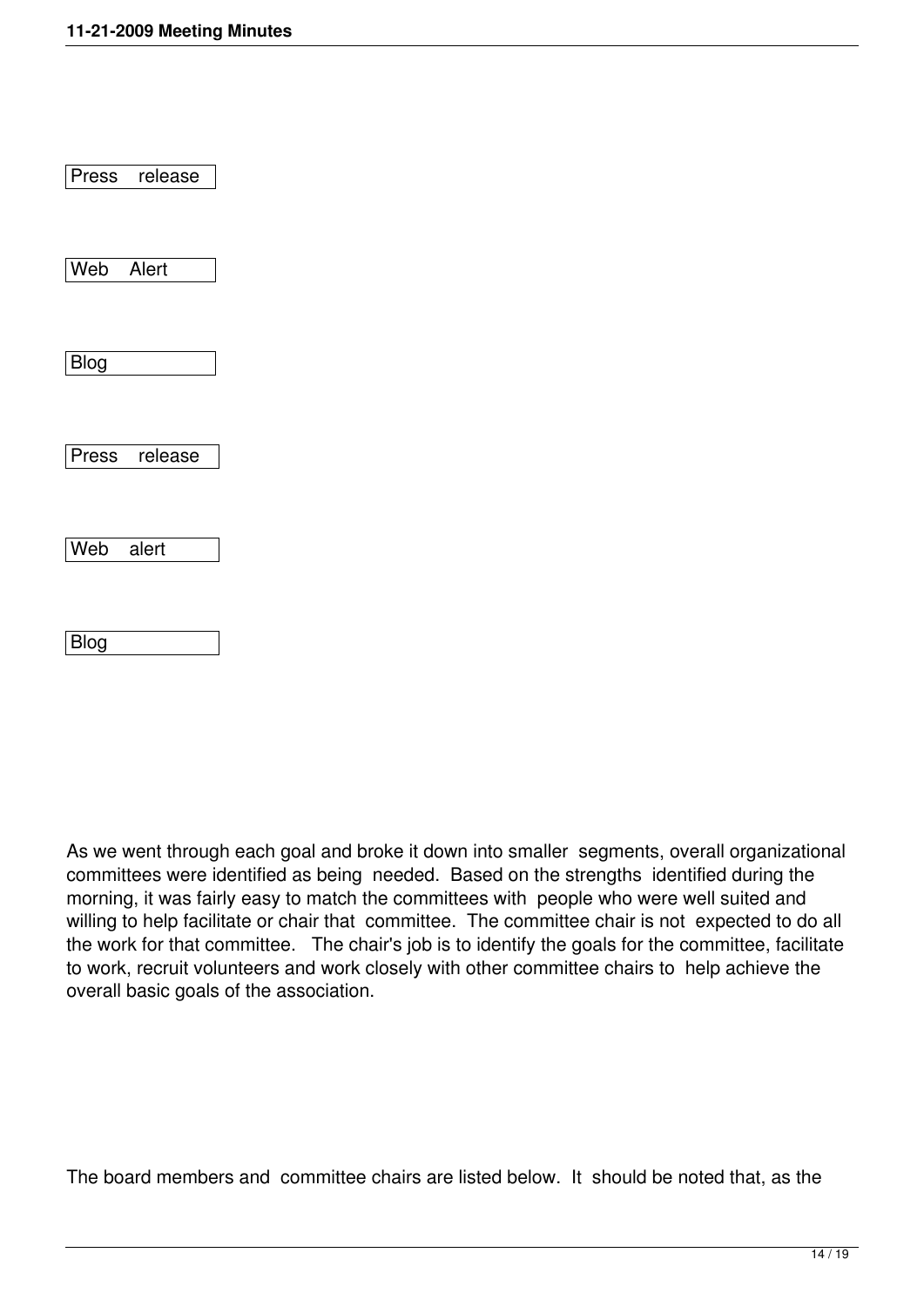Press release

Web Alert

Blog

Press release

Web alert

Blog

As we went through each goal and broke it down into smaller segments, overall organizational committees were identified as being needed. Based on the strengths identified during the morning, it was fairly easy to match the committees with people who were well suited and willing to help facilitate or chair that committee. The committee chair is not expected to do all the work for that committee. The chair's job is to identify the goals for the committee, facilitate to work, recruit volunteers and work closely with other committee chairs to help achieve the overall basic goals of the association.

The board members and committee chairs are listed below. It should be noted that, as the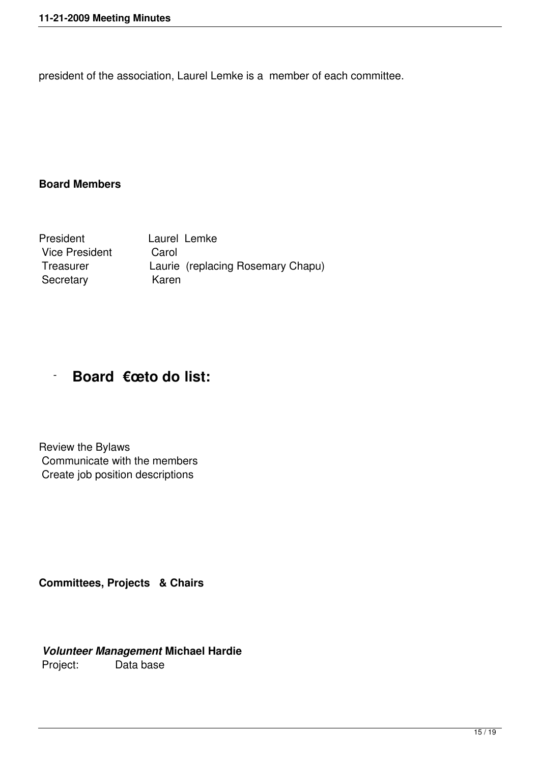president of the association, Laurel Lemke is a member of each committee.

**Board Members**

President Laurel Lemke
Vice President Carol
Treasurer Laurie (replacing Rosemary Chapu)
Secretary Karen

## - Board €œto do list:

Review the Bylaws
Communicate with the members
Create job position descriptions

**Committees, Projects & Chairs**

***Volunteer Management*** **Michael Hardie**
Project: Data base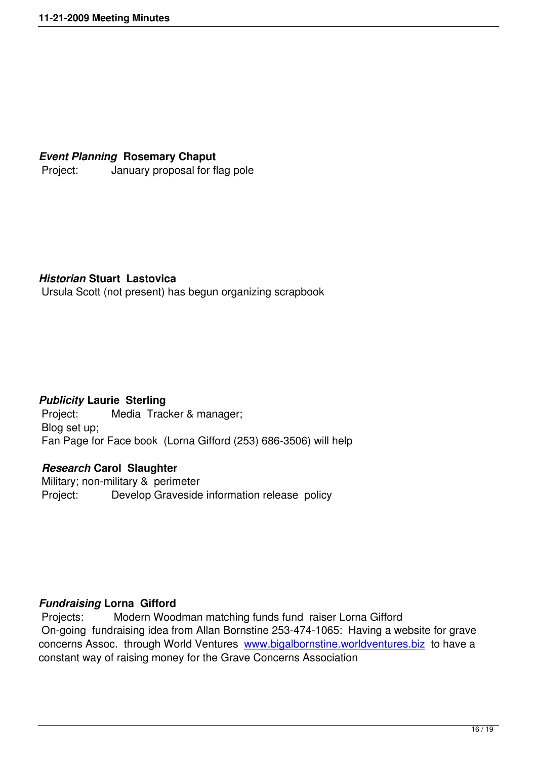***Event Planning* Rosemary Chaput**

Project: January proposal for flag pole

***Historian* Stuart Lastovica**

Ursula Scott (not present) has begun organizing scrapbook

***Publicity* Laurie Sterling**

Project: Media Tracker & manager;
Blog set up;
Fan Page for Face book (Lorna Gifford (253) 686-3506) will help

***Research* Carol Slaughter**

Military; non-military & perimeter
Project: Develop Graveside information release policy

***Fundraising* Lorna Gifford**

Projects: Modern Woodman matching funds fund raiser Lorna Gifford
On-going fundraising idea from Allan Bornstine 253-474-1065: Having a website for grave concerns Assoc. through World Ventures www.bigalbornstine.worldventures.biz to have a constant way of raising money for the Grave Concerns Association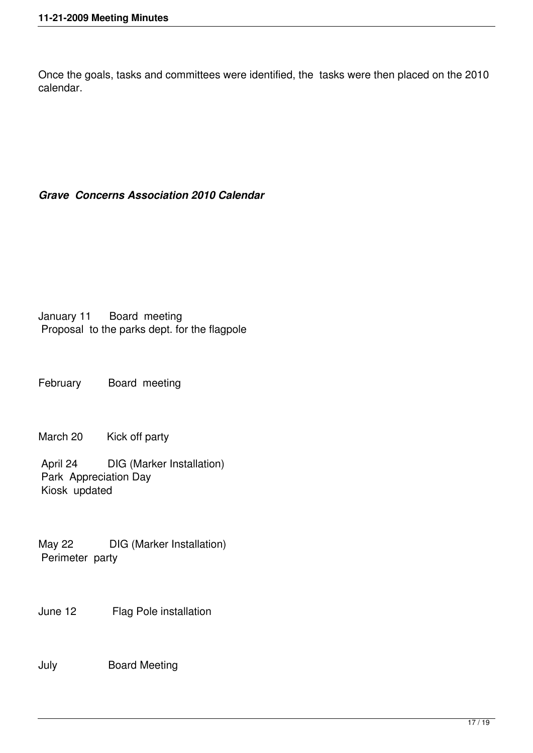Once the goals, tasks and committees were identified, the tasks were then placed on the 2010 calendar.

***Grave Concerns Association 2010 Calendar***

January 11 Board meeting
Proposal to the parks dept. for the flagpole

February Board meeting

March 20 Kick off party

April 24 DIG (Marker Installation)
Park Appreciation Day
Kiosk updated

May 22 DIG (Marker Installation)
Perimeter party

June 12 Flag Pole installation

July Board Meeting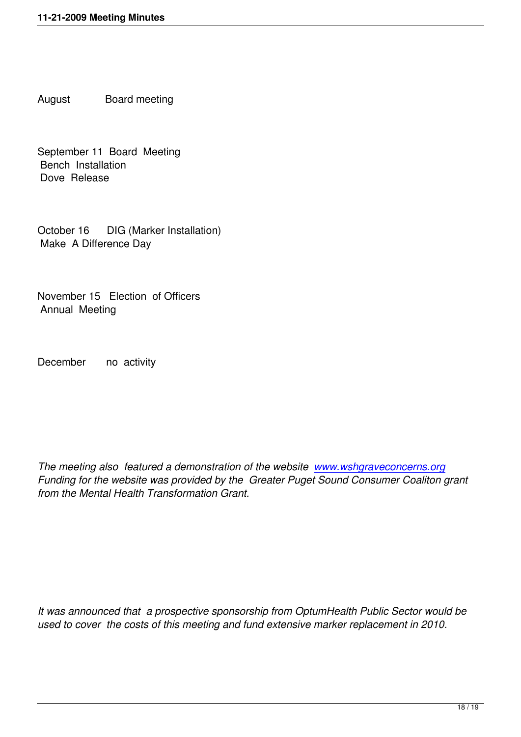August Board meeting

September 11 Board Meeting
Bench Installation
Dove Release

October 16 DIG (Marker Installation)
Make A Difference Day

November 15 Election of Officers
Annual Meeting

December no activity

*The meeting also featured a demonstration of the website www.wshgraveconcerns.org Funding for the website was provided by the Greater Puget Sound Consumer Coaliton grant from the Mental Health Transformation Grant.*

*It was announced that a prospective sponsorship from OptumHealth Public Sector would be used to cover the costs of this meeting and fund extensive marker replacement in 2010.*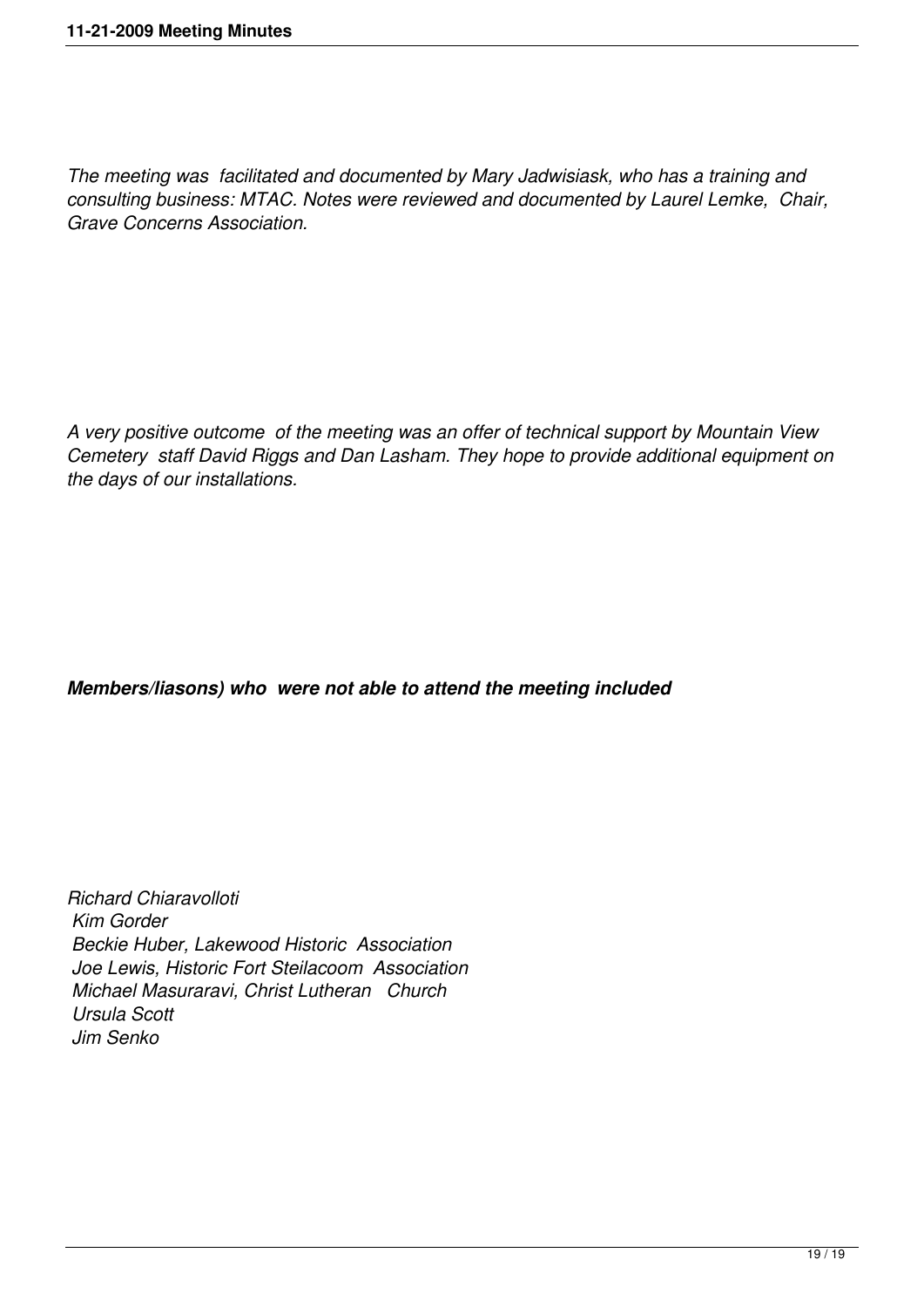*The meeting was facilitated and documented by Mary Jadwisiask, who has a training and consulting business: MTAC. Notes were reviewed and documented by Laurel Lemke, Chair, Grave Concerns Association.*

*A very positive outcome of the meeting was an offer of technical support by Mountain View Cemetery staff David Riggs and Dan Lasham. They hope to provide additional equipment on the days of our installations.*

***Members/liasons) who were not able to attend the meeting included***

*Richard Chiaravolloti*
*Kim Gorder*
*Beckie Huber, Lakewood Historic Association*
*Joe Lewis, Historic Fort Steilacoom Association*
*Michael Masuravi, Christ Lutheran Church*
*Ursula Scott*
*Jim Senko*